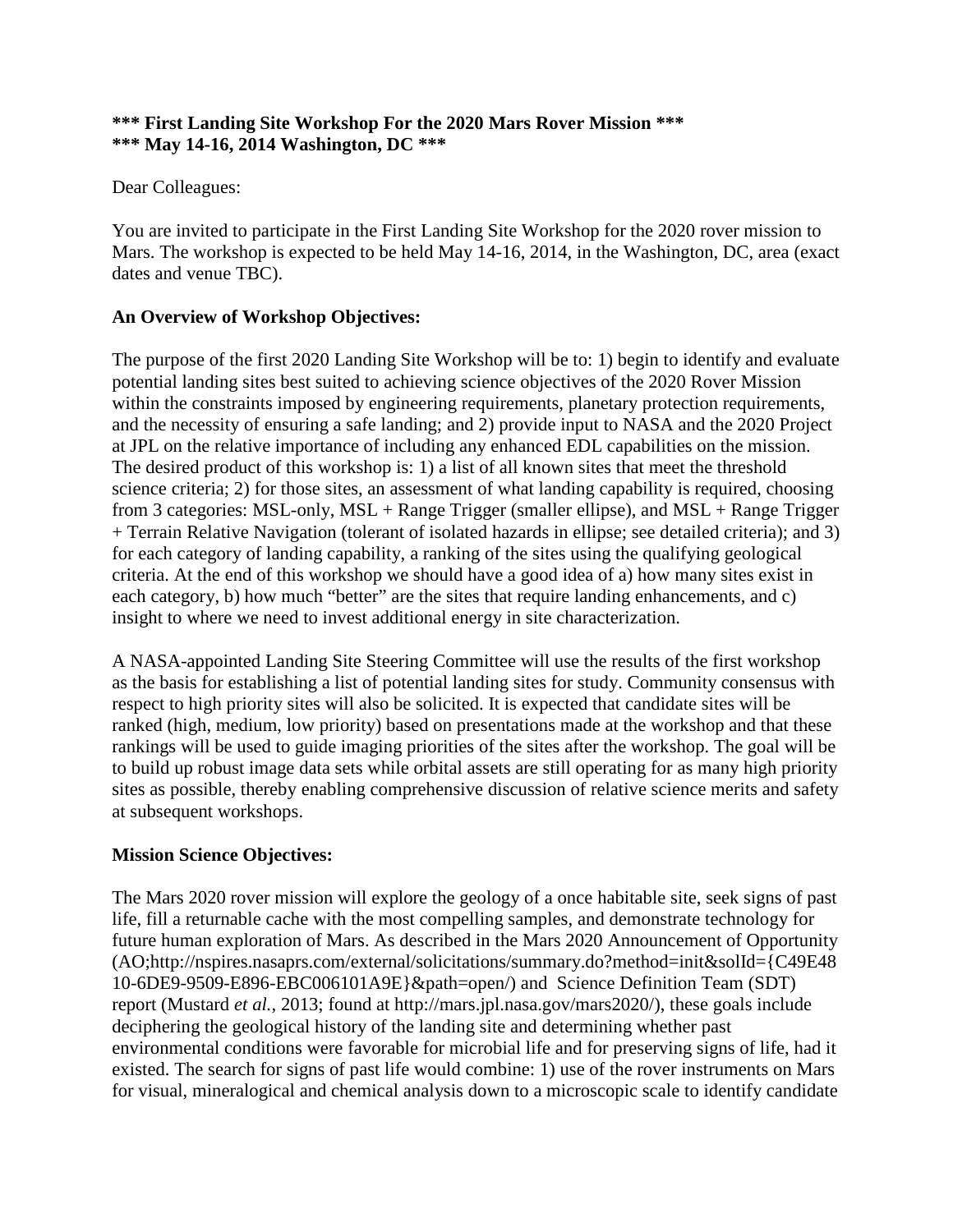**\*\*\* First Landing Site Workshop For the 2020 Mars Rover Mission \*\*\***
**\*\*\* May 14-16, 2014 Washington, DC \*\*\***

Dear Colleagues:

You are invited to participate in the First Landing Site Workshop for the 2020 rover mission to Mars. The workshop is expected to be held May 14-16, 2014, in the Washington, DC, area (exact dates and venue TBC).

**An Overview of Workshop Objectives:**

The purpose of the first 2020 Landing Site Workshop will be to: 1) begin to identify and evaluate potential landing sites best suited to achieving science objectives of the 2020 Rover Mission within the constraints imposed by engineering requirements, planetary protection requirements, and the necessity of ensuring a safe landing; and 2) provide input to NASA and the 2020 Project at JPL on the relative importance of including any enhanced EDL capabilities on the mission. The desired product of this workshop is: 1) a list of all known sites that meet the threshold science criteria; 2) for those sites, an assessment of what landing capability is required, choosing from 3 categories: MSL-only, MSL + Range Trigger (smaller ellipse), and MSL + Range Trigger + Terrain Relative Navigation (tolerant of isolated hazards in ellipse; see detailed criteria); and 3) for each category of landing capability, a ranking of the sites using the qualifying geological criteria. At the end of this workshop we should have a good idea of a) how many sites exist in each category, b) how much "better" are the sites that require landing enhancements, and c) insight to where we need to invest additional energy in site characterization.

A NASA-appointed Landing Site Steering Committee will use the results of the first workshop as the basis for establishing a list of potential landing sites for study. Community consensus with respect to high priority sites will also be solicited. It is expected that candidate sites will be ranked (high, medium, low priority) based on presentations made at the workshop and that these rankings will be used to guide imaging priorities of the sites after the workshop. The goal will be to build up robust image data sets while orbital assets are still operating for as many high priority sites as possible, thereby enabling comprehensive discussion of relative science merits and safety at subsequent workshops.

**Mission Science Objectives:**

The Mars 2020 rover mission will explore the geology of a once habitable site, seek signs of past life, fill a returnable cache with the most compelling samples, and demonstrate technology for future human exploration of Mars. As described in the Mars 2020 Announcement of Opportunity (AO;http://nspires.nasaprs.com/external/solicitations/summary.do?method=init&solId={C49E4810-6DE9-9509-E896-EBC006101A9E}&path=open/) and Science Definition Team (SDT) report (Mustard *et al.*, 2013; found at http://mars.jpl.nasa.gov/mars2020/), these goals include deciphering the geological history of the landing site and determining whether past environmental conditions were favorable for microbial life and for preserving signs of life, had it existed. The search for signs of past life would combine: 1) use of the rover instruments on Mars for visual, mineralogical and chemical analysis down to a microscopic scale to identify candidate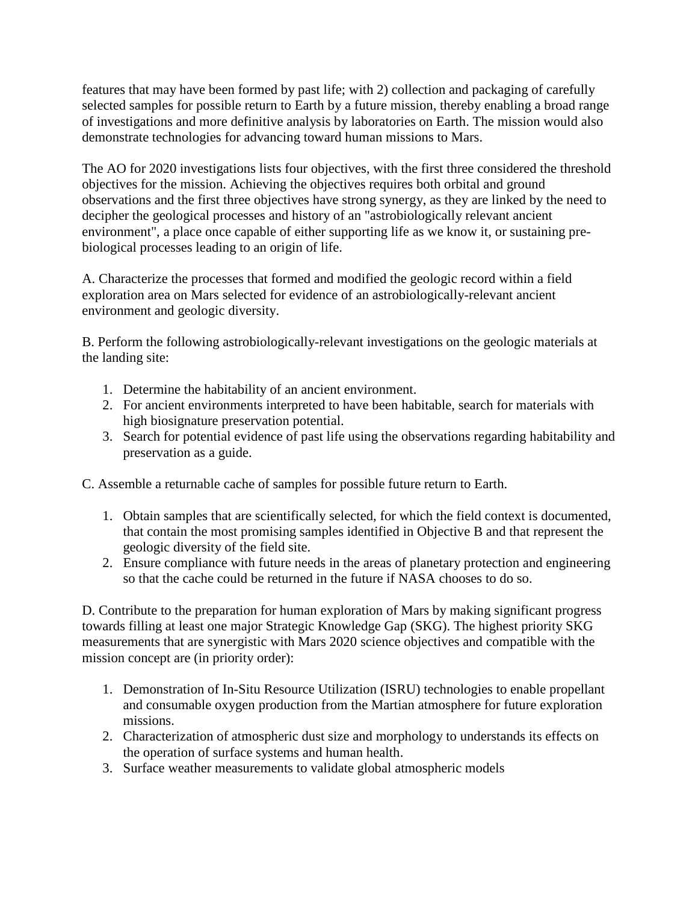features that may have been formed by past life; with 2) collection and packaging of carefully selected samples for possible return to Earth by a future mission, thereby enabling a broad range of investigations and more definitive analysis by laboratories on Earth. The mission would also demonstrate technologies for advancing toward human missions to Mars.

The AO for 2020 investigations lists four objectives, with the first three considered the threshold objectives for the mission. Achieving the objectives requires both orbital and ground observations and the first three objectives have strong synergy, as they are linked by the need to decipher the geological processes and history of an "astrobiologically relevant ancient environment", a place once capable of either supporting life as we know it, or sustaining pre-biological processes leading to an origin of life.

A. Characterize the processes that formed and modified the geologic record within a field exploration area on Mars selected for evidence of an astrobiologically-relevant ancient environment and geologic diversity.

B. Perform the following astrobiologically-relevant investigations on the geologic materials at the landing site:

1. Determine the habitability of an ancient environment.
2. For ancient environments interpreted to have been habitable, search for materials with high biosignature preservation potential.
3. Search for potential evidence of past life using the observations regarding habitability and preservation as a guide.

C. Assemble a returnable cache of samples for possible future return to Earth.

1. Obtain samples that are scientifically selected, for which the field context is documented, that contain the most promising samples identified in Objective B and that represent the geologic diversity of the field site.
2. Ensure compliance with future needs in the areas of planetary protection and engineering so that the cache could be returned in the future if NASA chooses to do so.

D. Contribute to the preparation for human exploration of Mars by making significant progress towards filling at least one major Strategic Knowledge Gap (SKG). The highest priority SKG measurements that are synergistic with Mars 2020 science objectives and compatible with the mission concept are (in priority order):

1. Demonstration of In-Situ Resource Utilization (ISRU) technologies to enable propellant and consumable oxygen production from the Martian atmosphere for future exploration missions.
2. Characterization of atmospheric dust size and morphology to understands its effects on the operation of surface systems and human health.
3. Surface weather measurements to validate global atmospheric models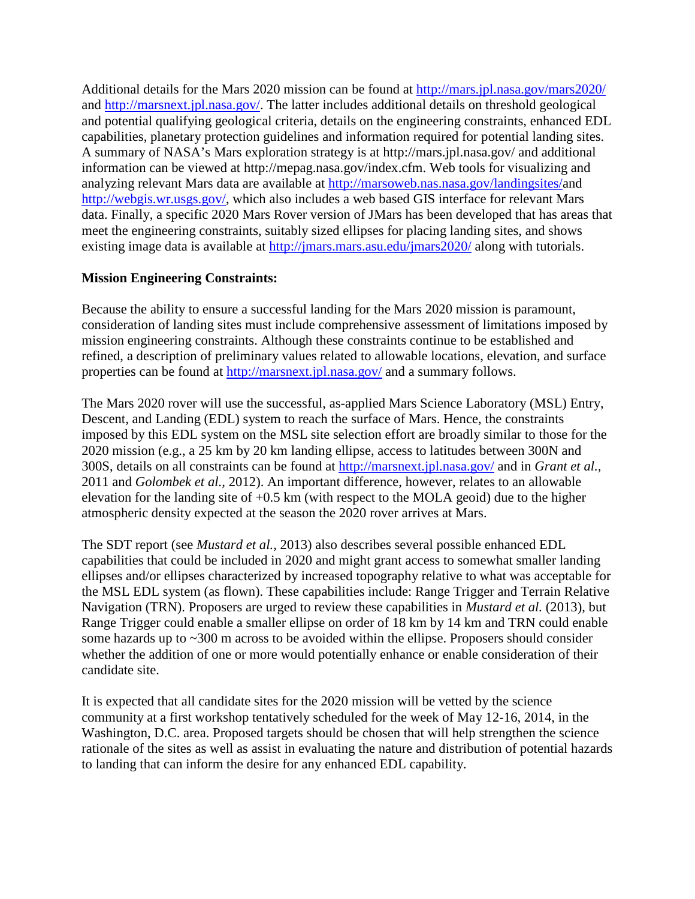Additional details for the Mars 2020 mission can be found at http://mars.jpl.nasa.gov/mars2020/ and http://marsnext.jpl.nasa.gov/. The latter includes additional details on threshold geological and potential qualifying geological criteria, details on the engineering constraints, enhanced EDL capabilities, planetary protection guidelines and information required for potential landing sites. A summary of NASA's Mars exploration strategy is at http://mars.jpl.nasa.gov/ and additional information can be viewed at http://mepag.nasa.gov/index.cfm. Web tools for visualizing and analyzing relevant Mars data are available at http://marsoweb.nas.nasa.gov/landingsites/and http://webgis.wr.usgs.gov/, which also includes a web based GIS interface for relevant Mars data. Finally, a specific 2020 Mars Rover version of JMars has been developed that has areas that meet the engineering constraints, suitably sized ellipses for placing landing sites, and shows existing image data is available at http://jmars.mars.asu.edu/jmars2020/ along with tutorials.

**Mission Engineering Constraints:**

Because the ability to ensure a successful landing for the Mars 2020 mission is paramount, consideration of landing sites must include comprehensive assessment of limitations imposed by mission engineering constraints. Although these constraints continue to be established and refined, a description of preliminary values related to allowable locations, elevation, and surface properties can be found at http://marsnext.jpl.nasa.gov/ and a summary follows.

The Mars 2020 rover will use the successful, as-applied Mars Science Laboratory (MSL) Entry, Descent, and Landing (EDL) system to reach the surface of Mars. Hence, the constraints imposed by this EDL system on the MSL site selection effort are broadly similar to those for the 2020 mission (e.g., a 25 km by 20 km landing ellipse, access to latitudes between 300N and 300S, details on all constraints can be found at http://marsnext.jpl.nasa.gov/ and in *Grant et al.*, 2011 and *Golombek et al.*, 2012). An important difference, however, relates to an allowable elevation for the landing site of +0.5 km (with respect to the MOLA geoid) due to the higher atmospheric density expected at the season the 2020 rover arrives at Mars.

The SDT report (see *Mustard et al.*, 2013) also describes several possible enhanced EDL capabilities that could be included in 2020 and might grant access to somewhat smaller landing ellipses and/or ellipses characterized by increased topography relative to what was acceptable for the MSL EDL system (as flown). These capabilities include: Range Trigger and Terrain Relative Navigation (TRN). Proposers are urged to review these capabilities in *Mustard et al.* (2013), but Range Trigger could enable a smaller ellipse on order of 18 km by 14 km and TRN could enable some hazards up to ~300 m across to be avoided within the ellipse. Proposers should consider whether the addition of one or more would potentially enhance or enable consideration of their candidate site.

It is expected that all candidate sites for the 2020 mission will be vetted by the science community at a first workshop tentatively scheduled for the week of May 12-16, 2014, in the Washington, D.C. area. Proposed targets should be chosen that will help strengthen the science rationale of the sites as well as assist in evaluating the nature and distribution of potential hazards to landing that can inform the desire for any enhanced EDL capability.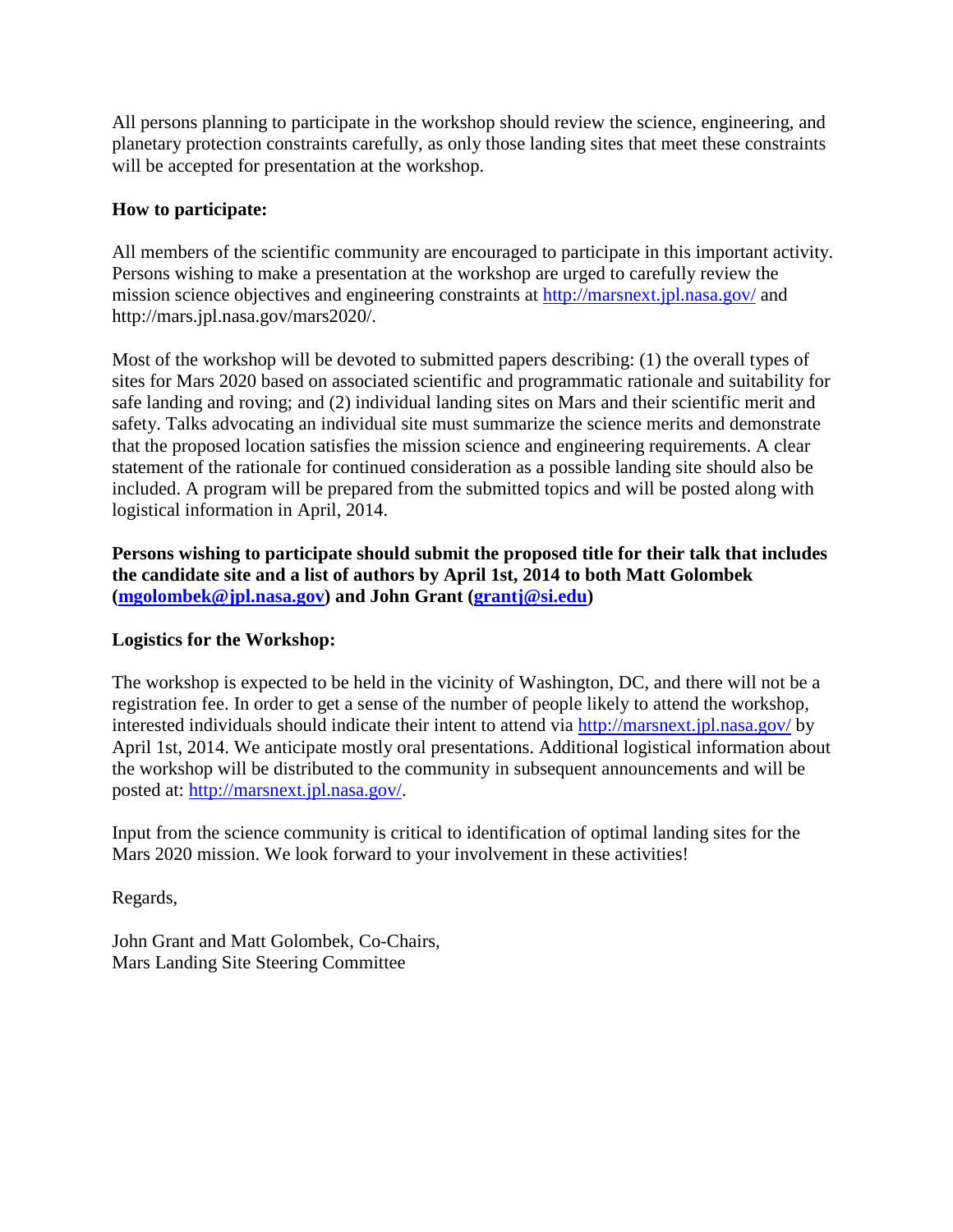All persons planning to participate in the workshop should review the science, engineering, and planetary protection constraints carefully, as only those landing sites that meet these constraints will be accepted for presentation at the workshop.

**How to participate:**

All members of the scientific community are encouraged to participate in this important activity. Persons wishing to make a presentation at the workshop are urged to carefully review the mission science objectives and engineering constraints at http://marsnext.jpl.nasa.gov/ and http://mars.jpl.nasa.gov/mars2020/.

Most of the workshop will be devoted to submitted papers describing: (1) the overall types of sites for Mars 2020 based on associated scientific and programmatic rationale and suitability for safe landing and roving; and (2) individual landing sites on Mars and their scientific merit and safety. Talks advocating an individual site must summarize the science merits and demonstrate that the proposed location satisfies the mission science and engineering requirements. A clear statement of the rationale for continued consideration as a possible landing site should also be included. A program will be prepared from the submitted topics and will be posted along with logistical information in April, 2014.

**Persons wishing to participate should submit the proposed title for their talk that includes the candidate site and a list of authors by April 1st, 2014 to both Matt Golombek (mgolombek@jpl.nasa.gov) and John Grant (grantj@si.edu)**

**Logistics for the Workshop:**

The workshop is expected to be held in the vicinity of Washington, DC, and there will not be a registration fee. In order to get a sense of the number of people likely to attend the workshop, interested individuals should indicate their intent to attend via http://marsnext.jpl.nasa.gov/ by April 1st, 2014. We anticipate mostly oral presentations. Additional logistical information about the workshop will be distributed to the community in subsequent announcements and will be posted at: http://marsnext.jpl.nasa.gov/.

Input from the science community is critical to identification of optimal landing sites for the Mars 2020 mission. We look forward to your involvement in these activities!

Regards,

John Grant and Matt Golombek, Co-Chairs,
Mars Landing Site Steering Committee